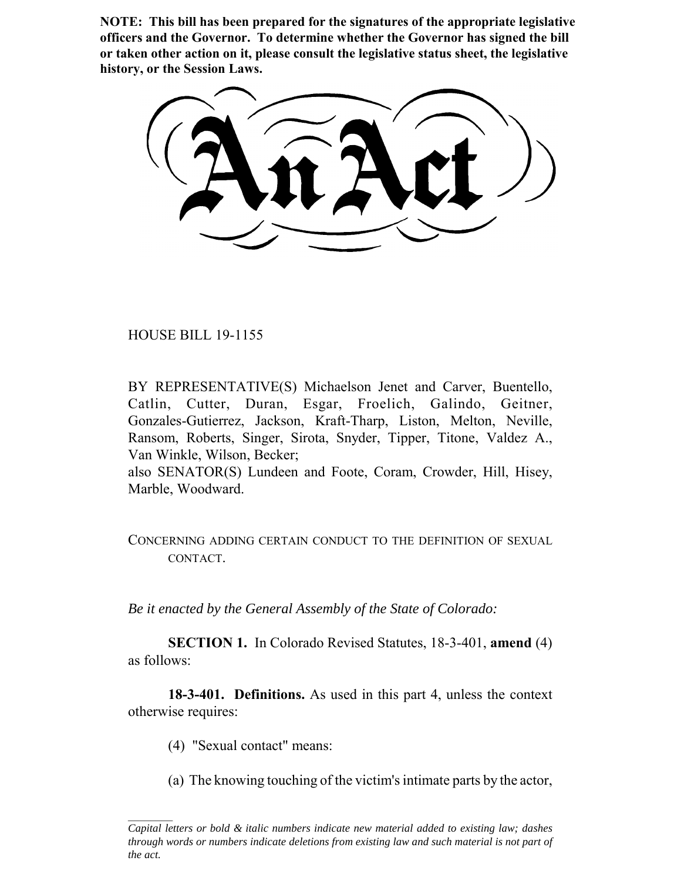**NOTE: This bill has been prepared for the signatures of the appropriate legislative officers and the Governor. To determine whether the Governor has signed the bill or taken other action on it, please consult the legislative status sheet, the legislative history, or the Session Laws.**

# An Act

HOUSE BILL 19-1155

BY REPRESENTATIVE(S) Michaelson Jenet and Carver, Buentello, Catlin, Cutter, Duran, Esgar, Froelich, Galindo, Geitner, Gonzales-Gutierrez, Jackson, Kraft-Tharp, Liston, Melton, Neville, Ransom, Roberts, Singer, Sirota, Snyder, Tipper, Titone, Valdez A., Van Winkle, Wilson, Becker;
also SENATOR(S) Lundeen and Foote, Coram, Crowder, Hill, Hisey, Marble, Woodward.

CONCERNING ADDING CERTAIN CONDUCT TO THE DEFINITION OF SEXUAL CONTACT.

*Be it enacted by the General Assembly of the State of Colorado:*

**SECTION 1.** In Colorado Revised Statutes, 18-3-401, **amend** (4) as follows:

**18-3-401. Definitions.** As used in this part 4, unless the context otherwise requires:

(4) "Sexual contact" means:

(a) The knowing touching of the victim's intimate parts by the actor,

---

*Capital letters or bold & italic numbers indicate new material added to existing law; dashes through words or numbers indicate deletions from existing law and such material is not part of the act.*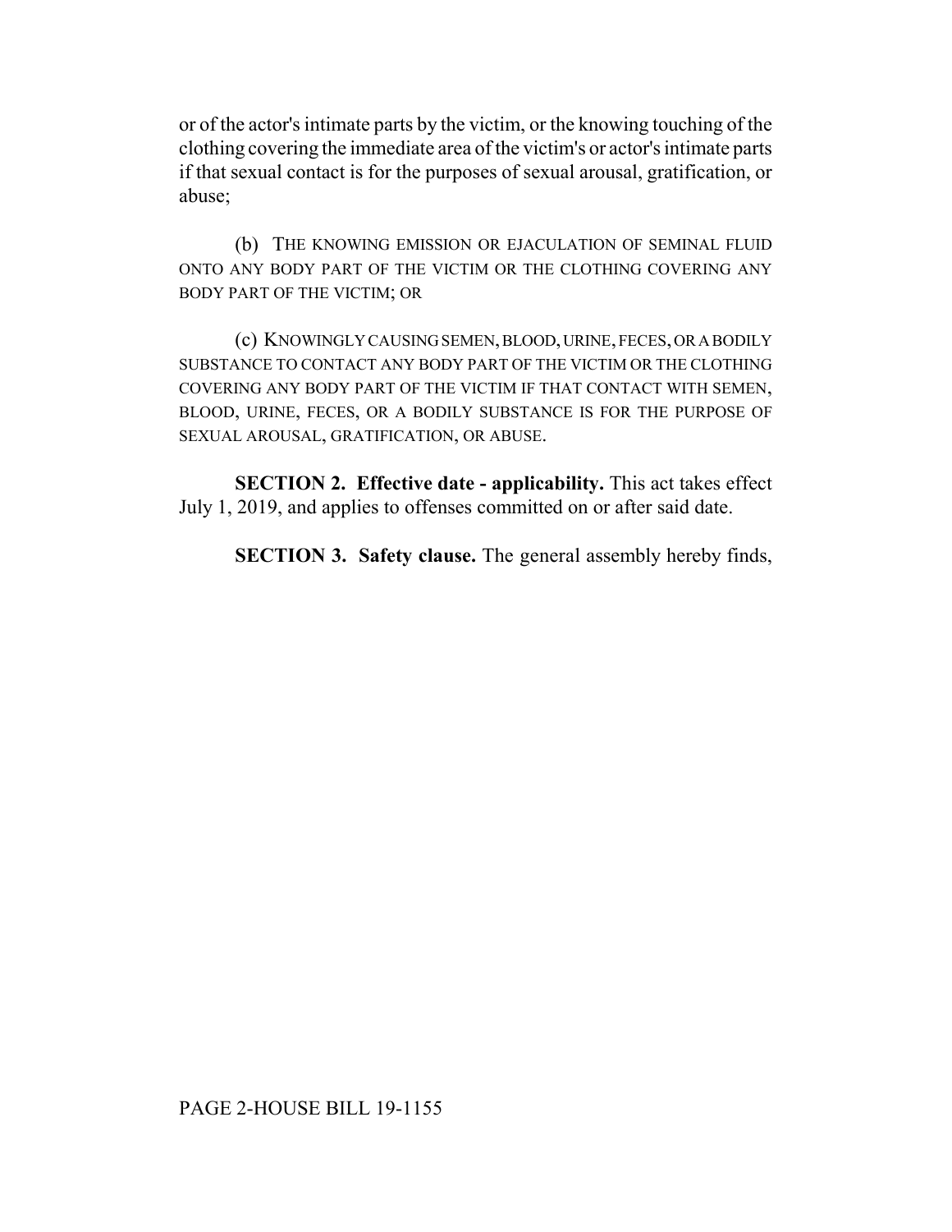or of the actor's intimate parts by the victim, or the knowing touching of the clothing covering the immediate area of the victim's or actor's intimate parts if that sexual contact is for the purposes of sexual arousal, gratification, or abuse;

(b) THE KNOWING EMISSION OR EJACULATION OF SEMINAL FLUID ONTO ANY BODY PART OF THE VICTIM OR THE CLOTHING COVERING ANY BODY PART OF THE VICTIM; OR

(c) KNOWINGLY CAUSING SEMEN, BLOOD, URINE, FECES, OR A BODILY SUBSTANCE TO CONTACT ANY BODY PART OF THE VICTIM OR THE CLOTHING COVERING ANY BODY PART OF THE VICTIM IF THAT CONTACT WITH SEMEN, BLOOD, URINE, FECES, OR A BODILY SUBSTANCE IS FOR THE PURPOSE OF SEXUAL AROUSAL, GRATIFICATION, OR ABUSE.

**SECTION 2. Effective date - applicability.** This act takes effect July 1, 2019, and applies to offenses committed on or after said date.

**SECTION 3. Safety clause.** The general assembly hereby finds,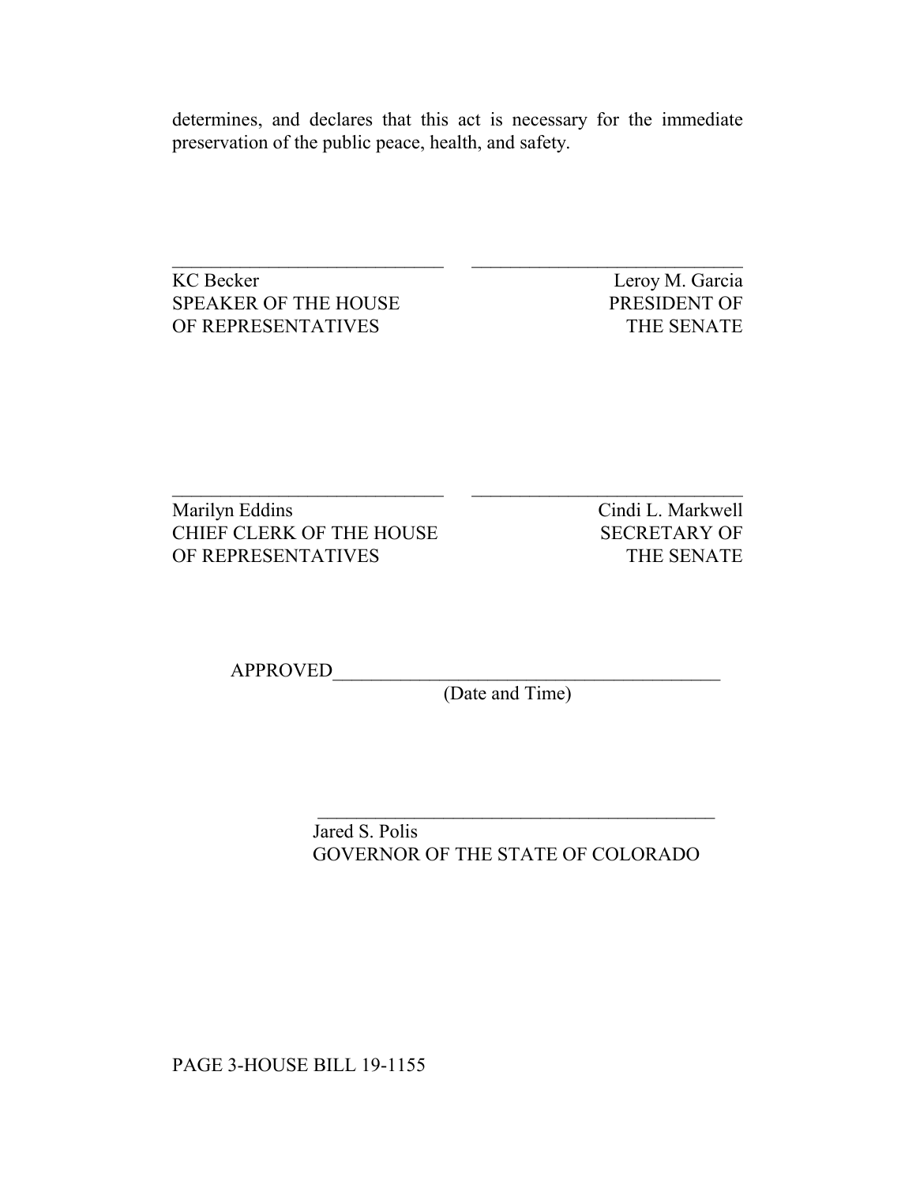determines, and declares that this act is necessary for the immediate preservation of the public peace, health, and safety.

____________________________ ____________________________
KC Becker
SPEAKER OF THE HOUSE
OF REPRESENTATIVES

Leroy M. Garcia
PRESIDENT OF
THE SENATE

____________________________ ____________________________
Marilyn Eddins
CHIEF CLERK OF THE HOUSE
OF REPRESENTATIVES

Cindi L. Markwell
SECRETARY OF
THE SENATE

APPROVED________________________________________
(Date and Time)

_________________________________________
Jared S. Polis
GOVERNOR OF THE STATE OF COLORADO

PAGE 3-HOUSE BILL 19-1155